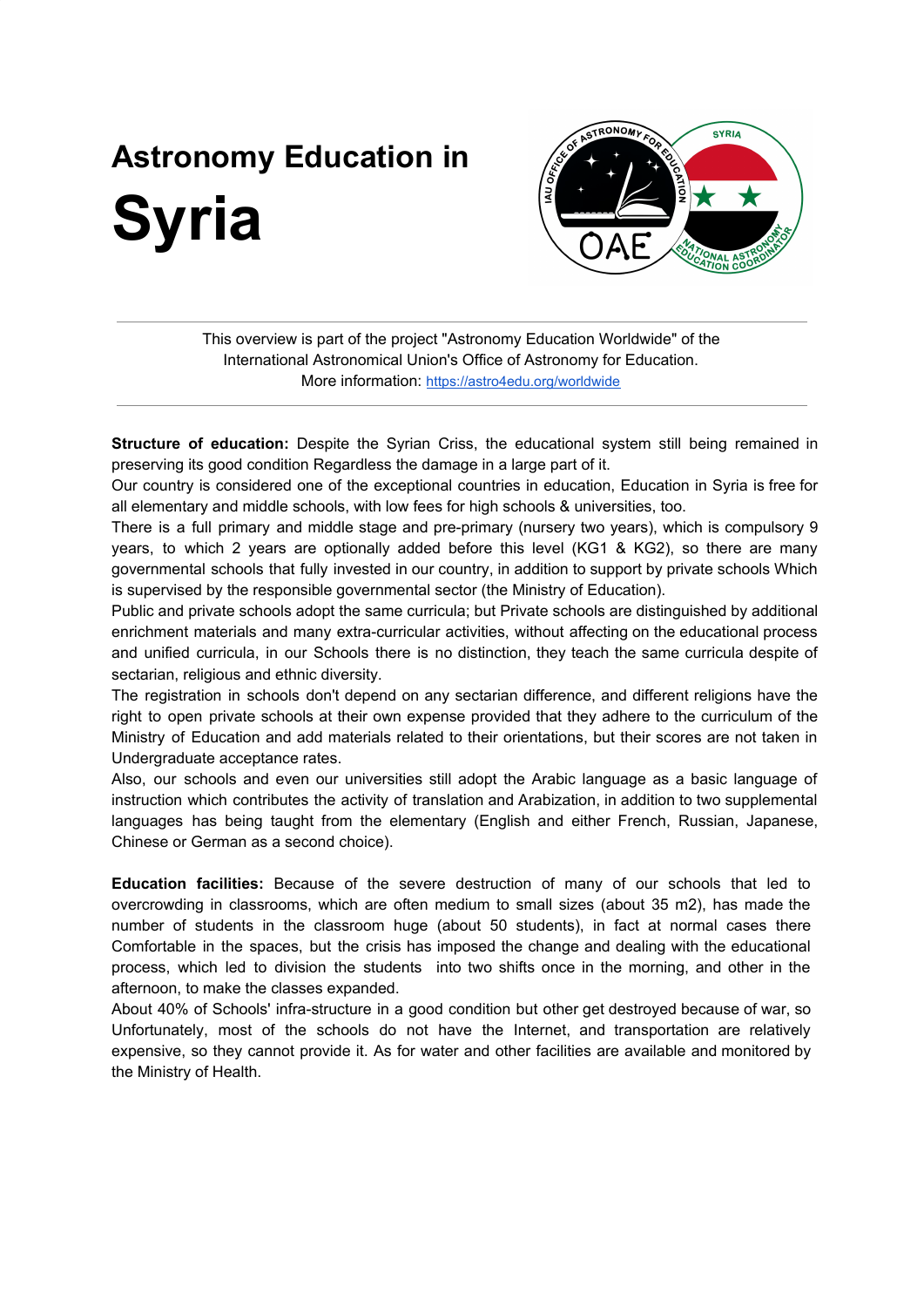# Astronomy Education in Syria

This overview is part of the project "Astronomy Education Worldwide" of the International Astronomical Union's Office of Astronomy for Education.
More information: https://astro4edu.org/worldwide

**Structure of education:** Despite the Syrian Criss, the educational system still being remained in preserving its good condition Regardless the damage in a large part of it.
Our country is considered one of the exceptional countries in education, Education in Syria is free for all elementary and middle schools, with low fees for high schools & universities, too.
There is a full primary and middle stage and pre-primary (nursery two years), which is compulsory 9 years, to which 2 years are optionally added before this level (KG1 & KG2), so there are many governmental schools that fully invested in our country, in addition to support by private schools Which is supervised by the responsible governmental sector (the Ministry of Education).
Public and private schools adopt the same curricula; but Private schools are distinguished by additional enrichment materials and many extra-curricular activities, without affecting on the educational process and unified curricula, in our Schools there is no distinction, they teach the same curricula despite of sectarian, religious and ethnic diversity.
The registration in schools don't depend on any sectarian difference, and different religions have the right to open private schools at their own expense provided that they adhere to the curriculum of the Ministry of Education and add materials related to their orientations, but their scores are not taken in Undergraduate acceptance rates.
Also, our schools and even our universities still adopt the Arabic language as a basic language of instruction which contributes the activity of translation and Arabization, in addition to two supplemental languages has being taught from the elementary (English and either French, Russian, Japanese, Chinese or German as a second choice).

**Education facilities:** Because of the severe destruction of many of our schools that led to overcrowding in classrooms, which are often medium to small sizes (about 35 m2), has made the number of students in the classroom huge (about 50 students), in fact at normal cases there Comfortable in the spaces, but the crisis has imposed the change and dealing with the educational process, which led to division the students into two shifts once in the morning, and other in the afternoon, to make the classes expanded.
About 40% of Schools' infra-structure in a good condition but other get destroyed because of war, so Unfortunately, most of the schools do not have the Internet, and transportation are relatively expensive, so they cannot provide it. As for water and other facilities are available and monitored by the Ministry of Health.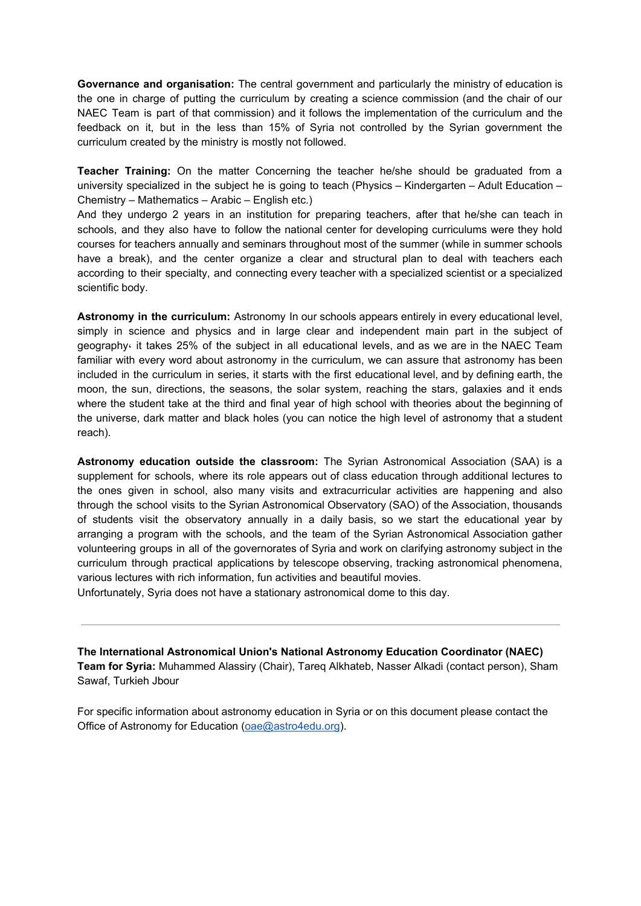**Governance and organisation:** The central government and particularly the ministry of education is the one in charge of putting the curriculum by creating a science commission (and the chair of our NAEC Team is part of that commission) and it follows the implementation of the curriculum and the feedback on it, but in the less than 15% of Syria not controlled by the Syrian government the curriculum created by the ministry is mostly not followed.

**Teacher Training:** On the matter Concerning the teacher he/she should be graduated from a university specialized in the subject he is going to teach (Physics – Kindergarten – Adult Education – Chemistry – Mathematics – Arabic – English etc.)

And they undergo 2 years in an institution for preparing teachers, after that he/she can teach in schools, and they also have to follow the national center for developing curriculums were they hold courses for teachers annually and seminars throughout most of the summer (while in summer schools have a break), and the center organize a clear and structural plan to deal with teachers each according to their specialty, and connecting every teacher with a specialized scientist or a specialized scientific body.

**Astronomy in the curriculum:** Astronomy In our schools appears entirely in every educational level, simply in science and physics and in large clear and independent main part in the subject of geography، it takes 25% of the subject in all educational levels, and as we are in the NAEC Team familiar with every word about astronomy in the curriculum, we can assure that astronomy has been included in the curriculum in series, it starts with the first educational level, and by defining earth, the moon, the sun, directions, the seasons, the solar system, reaching the stars, galaxies and it ends where the student take at the third and final year of high school with theories about the beginning of the universe, dark matter and black holes (you can notice the high level of astronomy that a student reach).

**Astronomy education outside the classroom:** The Syrian Astronomical Association (SAA) is a supplement for schools, where its role appears out of class education through additional lectures to the ones given in school, also many visits and extracurricular activities are happening and also through the school visits to the Syrian Astronomical Observatory (SAO) of the Association, thousands of students visit the observatory annually in a daily basis, so we start the educational year by arranging a program with the schools, and the team of the Syrian Astronomical Association gather volunteering groups in all of the governorates of Syria and work on clarifying astronomy subject in the curriculum through practical applications by telescope observing, tracking astronomical phenomena, various lectures with rich information, fun activities and beautiful movies.

Unfortunately, Syria does not have a stationary astronomical dome to this day.

---

**The International Astronomical Union's National Astronomy Education Coordinator (NAEC) Team for Syria:** Muhammed Alassiry (Chair), Tareq Alkhateb, Nasser Alkadi (contact person), Sham Sawaf, Turkieh Jbour

For specific information about astronomy education in Syria or on this document please contact the Office of Astronomy for Education (oae@astro4edu.org).